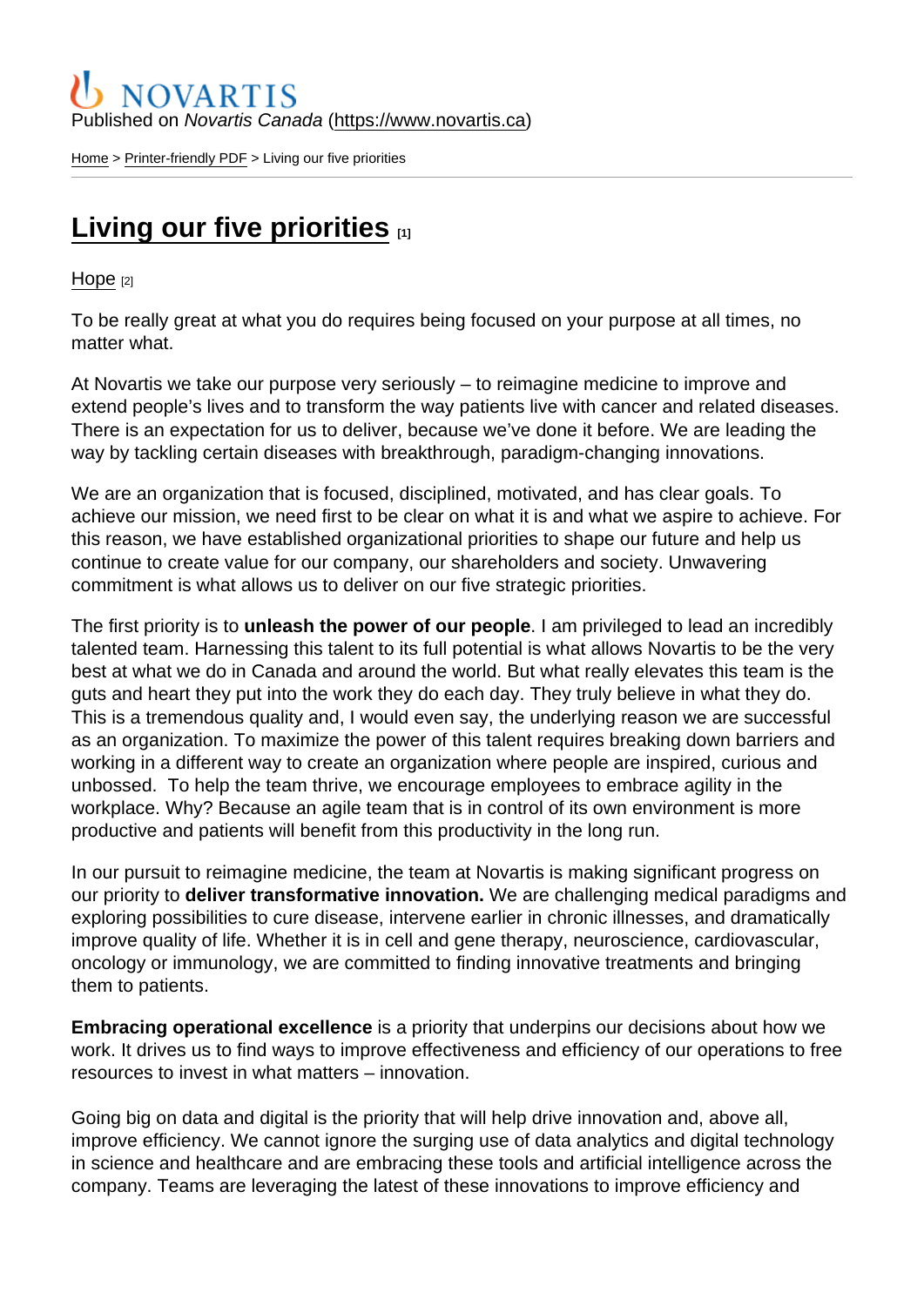Published on *Novartis Canada* (https://www.novartis.ca)

Home > Printer-friendly PDF > Living our five priorities

# Living our five priorities [1]

Hope [2]

To be really great at what you do requires being focused on your purpose at all times, no matter what.

At Novartis we take our purpose very seriously – to reimagine medicine to improve and extend people's lives and to transform the way patients live with cancer and related diseases. There is an expectation for us to deliver, because we've done it before. We are leading the way by tackling certain diseases with breakthrough, paradigm-changing innovations.

We are an organization that is focused, disciplined, motivated, and has clear goals. To achieve our mission, we need first to be clear on what it is and what we aspire to achieve. For this reason, we have established organizational priorities to shape our future and help us continue to create value for our company, our shareholders and society. Unwavering commitment is what allows us to deliver on our five strategic priorities.

The first priority is to **unleash the power of our people**. I am privileged to lead an incredibly talented team. Harnessing this talent to its full potential is what allows Novartis to be the very best at what we do in Canada and around the world. But what really elevates this team is the guts and heart they put into the work they do each day. They truly believe in what they do. This is a tremendous quality and, I would even say, the underlying reason we are successful as an organization. To maximize the power of this talent requires breaking down barriers and working in a different way to create an organization where people are inspired, curious and unbossed. To help the team thrive, we encourage employees to embrace agility in the workplace. Why? Because an agile team that is in control of its own environment is more productive and patients will benefit from this productivity in the long run.

In our pursuit to reimagine medicine, the team at Novartis is making significant progress on our priority to **deliver transformative innovation.** We are challenging medical paradigms and exploring possibilities to cure disease, intervene earlier in chronic illnesses, and dramatically improve quality of life. Whether it is in cell and gene therapy, neuroscience, cardiovascular, oncology or immunology, we are committed to finding innovative treatments and bringing them to patients.

**Embracing operational excellence** is a priority that underpins our decisions about how we work. It drives us to find ways to improve effectiveness and efficiency of our operations to free resources to invest in what matters – innovation.

Going big on data and digital is the priority that will help drive innovation and, above all, improve efficiency. We cannot ignore the surging use of data analytics and digital technology in science and healthcare and are embracing these tools and artificial intelligence across the company. Teams are leveraging the latest of these innovations to improve efficiency and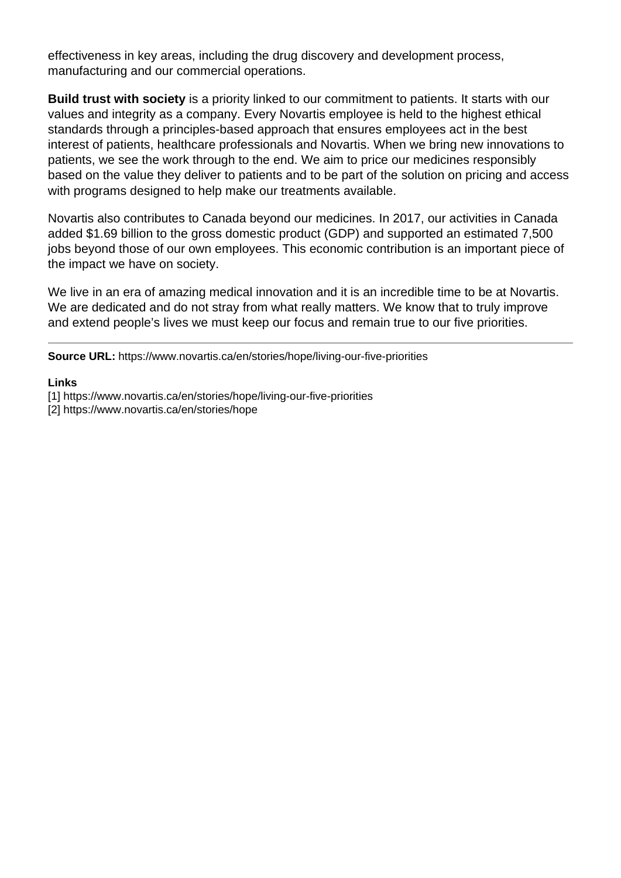effectiveness in key areas, including the drug discovery and development process, manufacturing and our commercial operations.

**Build trust with society** is a priority linked to our commitment to patients. It starts with our values and integrity as a company. Every Novartis employee is held to the highest ethical standards through a principles-based approach that ensures employees act in the best interest of patients, healthcare professionals and Novartis. When we bring new innovations to patients, we see the work through to the end. We aim to price our medicines responsibly based on the value they deliver to patients and to be part of the solution on pricing and access with programs designed to help make our treatments available.

Novartis also contributes to Canada beyond our medicines. In 2017, our activities in Canada added $1.69 billion to the gross domestic product (GDP) and supported an estimated 7,500 jobs beyond those of our own employees. This economic contribution is an important piece of the impact we have on society.

We live in an era of amazing medical innovation and it is an incredible time to be at Novartis. We are dedicated and do not stray from what really matters. We know that to truly improve and extend people's lives we must keep our focus and remain true to our five priorities.

---

**Source URL:** https://www.novartis.ca/en/stories/hope/living-our-five-priorities

**Links**
[1] https://www.novartis.ca/en/stories/hope/living-our-five-priorities
[2] https://www.novartis.ca/en/stories/hope